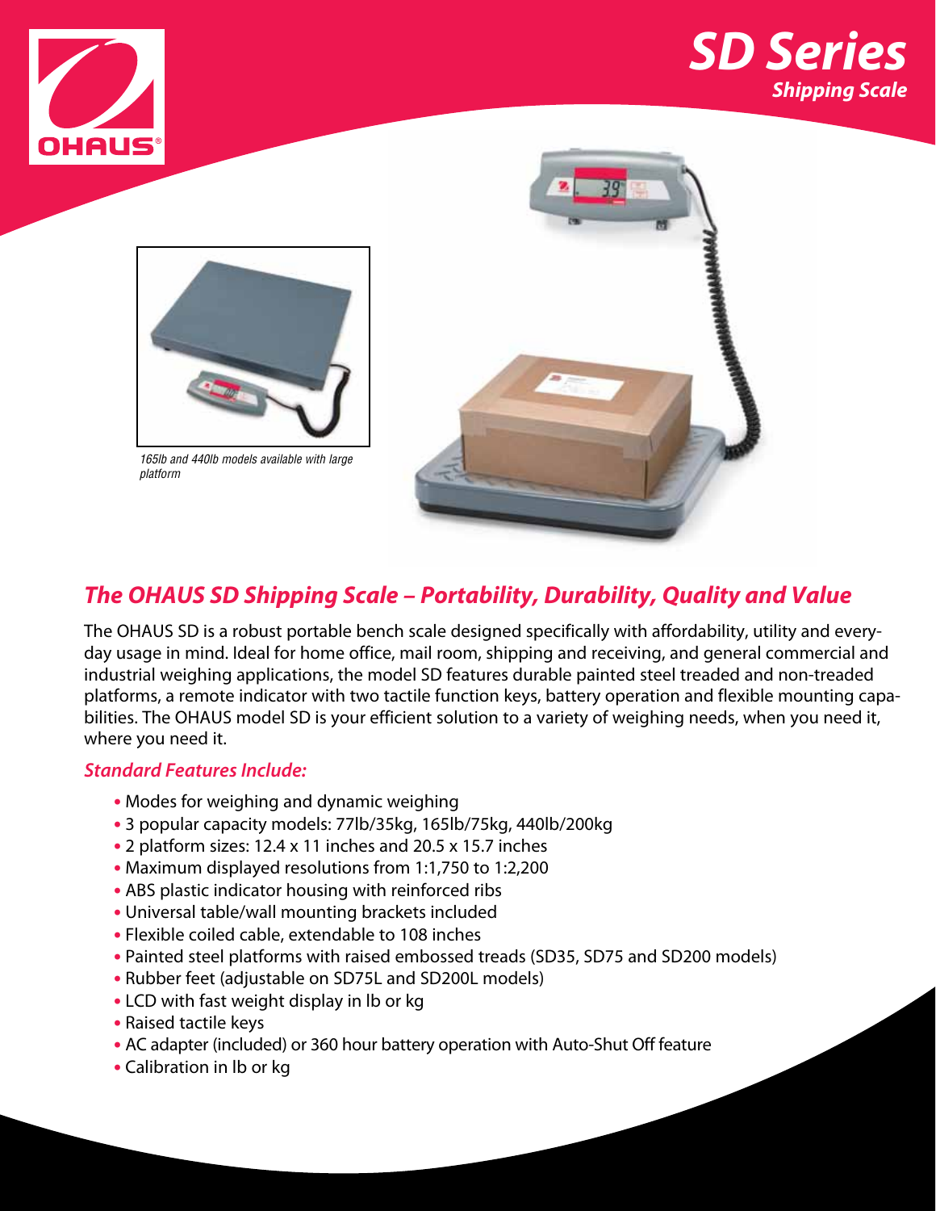# SD Series

## Shipping Scale

*165lb and 440lb models available with large platform*

## The OHAUS SD Shipping Scale – Portability, Durability, Quality and Value

The OHAUS SD is a robust portable bench scale designed specifically with affordability, utility and every-day usage in mind. Ideal for home office, mail room, shipping and receiving, and general commercial and industrial weighing applications, the model SD features durable painted steel treaded and non-treaded platforms, a remote indicator with two tactile function keys, battery operation and flexible mounting capabilities. The OHAUS model SD is your efficient solution to a variety of weighing needs, when you need it, where you need it.

### Standard Features Include:

- Modes for weighing and dynamic weighing
- 3 popular capacity models: 77lb/35kg, 165lb/75kg, 440lb/200kg
- 2 platform sizes: 12.4 x 11 inches and 20.5 x 15.7 inches
- Maximum displayed resolutions from 1:1,750 to 1:2,200
- ABS plastic indicator housing with reinforced ribs
- Universal table/wall mounting brackets included
- Flexible coiled cable, extendable to 108 inches
- Painted steel platforms with raised embossed treads (SD35, SD75 and SD200 models)
- Rubber feet (adjustable on SD75L and SD200L models)
- LCD with fast weight display in lb or kg
- Raised tactile keys
- AC adapter (included) or 360 hour battery operation with Auto-Shut Off feature
- Calibration in lb or kg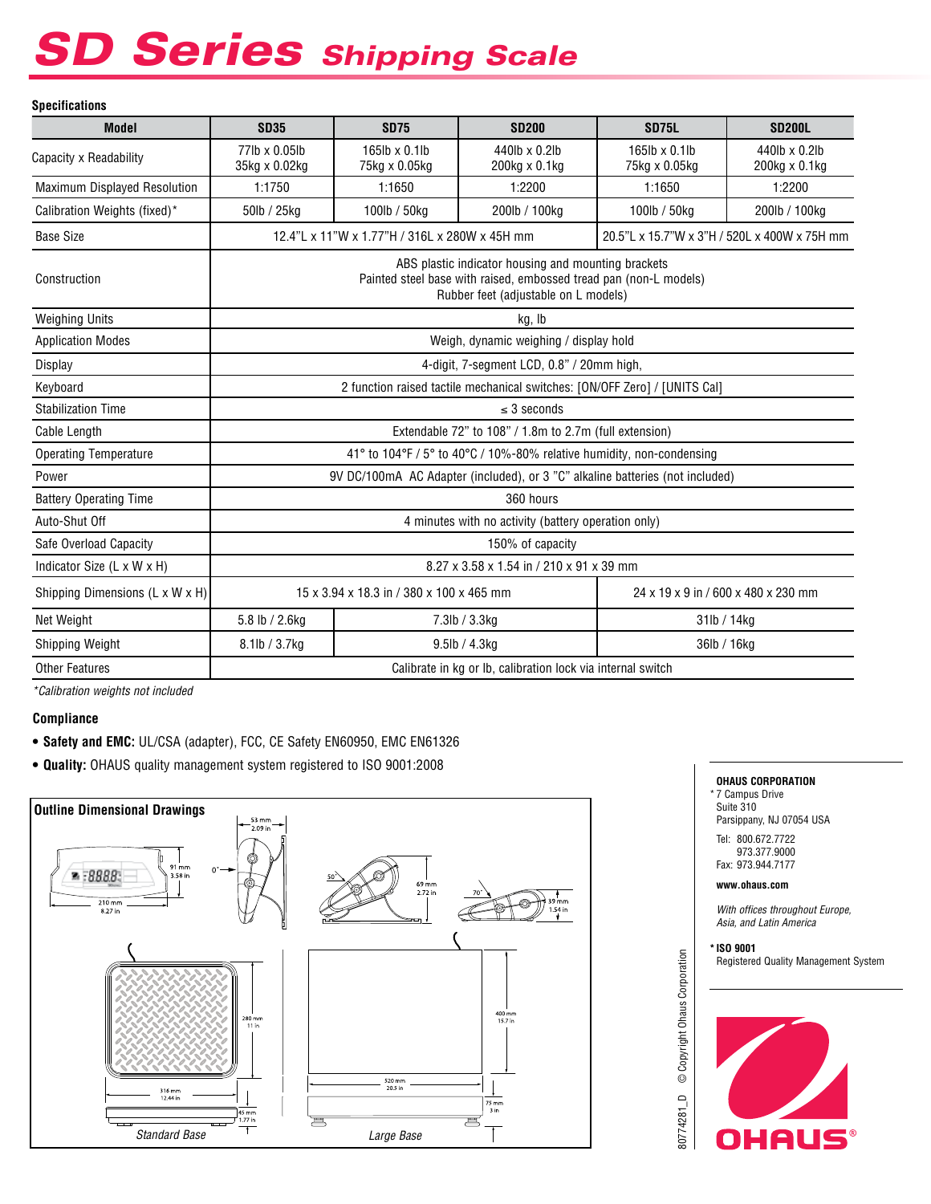# SD Series Shipping Scale

### Specifications

| Model | SD35 | SD75 | SD200 | SD75L | SD200L |
|---|---|---|---|---|---|
| Capacity x Readability | 77lb x 0.05lb<br>35kg x 0.02kg | 165lb x 0.1lb<br>75kg x 0.05kg | 440lb x 0.2lb<br>200kg x 0.1kg | 165lb x 0.1lb<br>75kg x 0.05kg | 440lb x 0.2lb<br>200kg x 0.1kg |
| Maximum Displayed Resolution | 1:1750 | 1:1650 | 1:2200 | 1:1650 | 1:2200 |
| Calibration Weights (fixed)* | 50lb / 25kg | 100lb / 50kg | 200lb / 100kg | 100lb / 50kg | 200lb / 100kg |
| Base Size | 12.4"L x 11"W x 1.77"H / 316L x 280W x 45H mm | | | 20.5"L x 15.7"W x 3"H / 520L x 400W x 75H mm | |
| Construction | ABS plastic indicator housing and mounting brackets<br>Painted steel base with raised, embossed tread pan (non-L models)<br>Rubber feet (adjustable on L models) | | | | |
| Weighing Units | kg, lb | | | | |
| Application Modes | Weigh, dynamic weighing / display hold | | | | |
| Display | 4-digit, 7-segment LCD, 0.8" / 20mm high, | | | | |
| Keyboard | 2 function raised tactile mechanical switches: [ON/OFF Zero] / [UNITS Cal] | | | | |
| Stabilization Time | ≤ 3 seconds | | | | |
| Cable Length | Extendable 72" to 108" / 1.8m to 2.7m (full extension) | | | | |
| Operating Temperature | 41° to 104°F / 5° to 40°C / 10%-80% relative humidity, non-condensing | | | | |
| Power | 9V DC/100mA AC Adapter (included), or 3 "C" alkaline batteries (not included) | | | | |
| Battery Operating Time | 360 hours | | | | |
| Auto-Shut Off | 4 minutes with no activity (battery operation only) | | | | |
| Safe Overload Capacity | 150% of capacity | | | | |
| Indicator Size (L x W x H) | 8.27 x 3.58 x 1.54 in / 210 x 91 x 39 mm | | | | |
| Shipping Dimensions (L x W x H) | 15 x 3.94 x 18.3 in / 380 x 100 x 465 mm | | | 24 x 19 x 9 in / 600 x 480 x 230 mm | |
| Net Weight | 5.8 lb / 2.6kg | 7.3lb / 3.3kg | | 31lb / 14kg | |
| Shipping Weight | 8.1lb / 3.7kg | 9.5lb / 4.3kg | | 36lb / 16kg | |
| Other Features | Calibrate in kg or lb, calibration lock via internal switch | | | | |

*\*Calibration weights not included*

### Compliance

- **Safety and EMC:** UL/CSA (adapter), FCC, CE Safety EN60950, EMC EN61326
- **Quality:** OHAUS quality management system registered to ISO 9001:2008

### Outline Dimensional Drawings

210 mm 8.27 in
91 mm 3.58 in
0°
53 mm 2.09 in
50°
69 mm 2.72 in
70°
39 mm 1.54 in
280 mm 11 in
316 mm 12.44 in
45 mm 1.77 in
400 mm 15.7 in
520 mm 20.5 in
75 mm 3 in

*Standard Base* *Large Base*

**OHAUS CORPORATION**
\* 7 Campus Drive
Suite 310
Parsippany, NJ 07054 USA

Tel: 800.672.7722
973.377.9000
Fax: 973.944.7177

**www.ohaus.com**

*With offices throughout Europe, Asia, and Latin America*

**\* ISO 9001**
Registered Quality Management System

80774281_D © Copyright Ohaus Corporation

OHAUS®